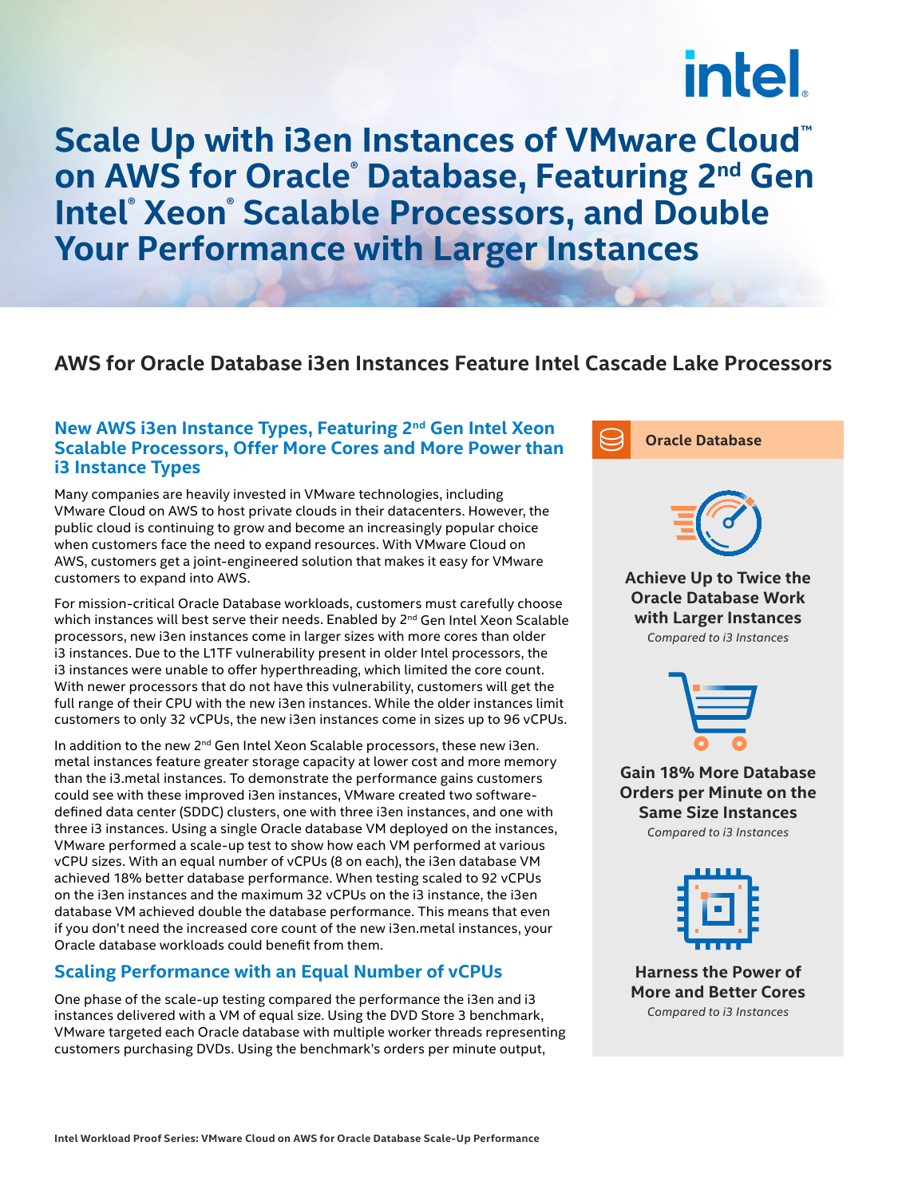# Scale Up with i3en Instances of VMware Cloud™ on AWS for Oracle® Database, Featuring 2nd Gen Intel® Xeon® Scalable Processors, and Double Your Performance with Larger Instances

## AWS for Oracle Database i3en Instances Feature Intel Cascade Lake Processors

### New AWS i3en Instance Types, Featuring 2nd Gen Intel Xeon Scalable Processors, Offer More Cores and More Power than i3 Instance Types

Many companies are heavily invested in VMware technologies, including VMware Cloud on AWS to host private clouds in their datacenters. However, the public cloud is continuing to grow and become an increasingly popular choice when customers face the need to expand resources. With VMware Cloud on AWS, customers get a joint-engineered solution that makes it easy for VMware customers to expand into AWS.

For mission-critical Oracle Database workloads, customers must carefully choose which instances will best serve their needs. Enabled by 2nd Gen Intel Xeon Scalable processors, new i3en instances come in larger sizes with more cores than older i3 instances. Due to the L1TF vulnerability present in older Intel processors, the i3 instances were unable to offer hyperthreading, which limited the core count. With newer processors that do not have this vulnerability, customers will get the full range of their CPU with the new i3en instances. While the older instances limit customers to only 32 vCPUs, the new i3en instances come in sizes up to 96 vCPUs.

In addition to the new 2nd Gen Intel Xeon Scalable processors, these new i3en.metal instances feature greater storage capacity at lower cost and more memory than the i3.metal instances. To demonstrate the performance gains customers could see with these improved i3en instances, VMware created two software-defined data center (SDDC) clusters, one with three i3en instances, and one with three i3 instances. Using a single Oracle database VM deployed on the instances, VMware performed a scale-up test to show how each VM performed at various vCPU sizes. With an equal number of vCPUs (8 on each), the i3en database VM achieved 18% better database performance. When testing scaled to 92 vCPUs on the i3en instances and the maximum 32 vCPUs on the i3 instance, the i3en database VM achieved double the database performance. This means that even if you don't need the increased core count of the new i3en.metal instances, your Oracle database workloads could benefit from them.

### Scaling Performance with an Equal Number of vCPUs

One phase of the scale-up testing compared the performance the i3en and i3 instances delivered with a VM of equal size. Using the DVD Store 3 benchmark, VMware targeted each Oracle database with multiple worker threads representing customers purchasing DVDs. Using the benchmark's orders per minute output,

**Oracle Database**

**Achieve Up to Twice the Oracle Database Work with Larger Instances**
*Compared to i3 Instances*

**Gain 18% More Database Orders per Minute on the Same Size Instances**
*Compared to i3 Instances*

**Harness the Power of More and Better Cores**
*Compared to i3 Instances*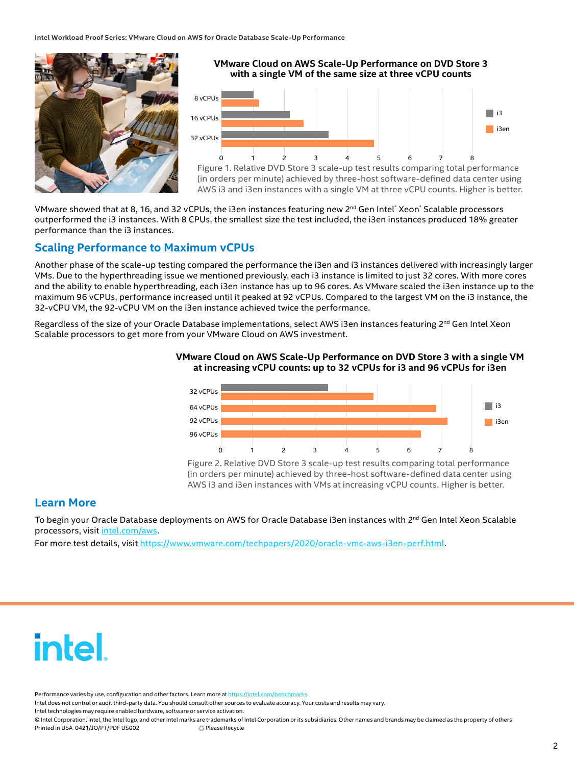VMware Cloud on AWS Scale-Up Performance on DVD Store 3 with a single VM of the same size at three vCPU counts

8 vCPUs
16 vCPUs
32 vCPUs

0 1 2 3 4 5 6 7 8

i3
i3en

Figure 1. Relative DVD Store 3 scale-up test results comparing total performance (in orders per minute) achieved by three-host software-defined data center using AWS i3 and i3en instances with a single VM at three vCPU counts. Higher is better.

VMware showed that at 8, 16, and 32 vCPUs, the i3en instances featuring new 2nd Gen Intel® Xeon® Scalable processors outperformed the i3 instances. With 8 CPUs, the smallest size the test included, the i3en instances produced 18% greater performance than the i3 instances.

## Scaling Performance to Maximum vCPUs

Another phase of the scale-up testing compared the performance the i3en and i3 instances delivered with increasingly larger VMs. Due to the hyperthreading issue we mentioned previously, each i3 instance is limited to just 32 cores. With more cores and the ability to enable hyperthreading, each i3en instance has up to 96 cores. As VMware scaled the i3en instance up to the maximum 96 vCPUs, performance increased until it peaked at 92 vCPUs. Compared to the largest VM on the i3 instance, the 32-vCPU VM, the 92-vCPU VM on the i3en instance achieved twice the performance.

Regardless of the size of your Oracle Database implementations, select AWS i3en instances featuring 2nd Gen Intel Xeon Scalable processors to get more from your VMware Cloud on AWS investment.

VMware Cloud on AWS Scale-Up Performance on DVD Store 3 with a single VM at increasing vCPU counts: up to 32 vCPUs for i3 and 96 vCPUs for i3en

32 vCPUs
64 vCPUs
92 vCPUs
96 vCPUs

0 1 2 3 4 5 6 7 8

i3
i3en

Figure 2. Relative DVD Store 3 scale-up test results comparing total performance (in orders per minute) achieved by three-host software-defined data center using AWS i3 and i3en instances with VMs at increasing vCPU counts. Higher is better.

## Learn More

To begin your Oracle Database deployments on AWS for Oracle Database i3en instances with 2nd Gen Intel Xeon Scalable processors, visit intel.com/aws.

For more test details, visit https://www.vmware.com/techpapers/2020/oracle-vmc-aws-i3en-perf.html.

intel.

Performance varies by use, configuration and other factors. Learn more at https://intel.com/benchmarks.
Intel does not control or audit third-party data. You should consult other sources to evaluate accuracy. Your costs and results may vary.
Intel technologies may require enabled hardware, software or service activation.
© Intel Corporation. Intel, the Intel logo, and other Intel marks are trademarks of Intel Corporation or its subsidiaries. Other names and brands may be claimed as the property of others
Printed in USA 0421/JO/PT/PDF US002 Please Recycle